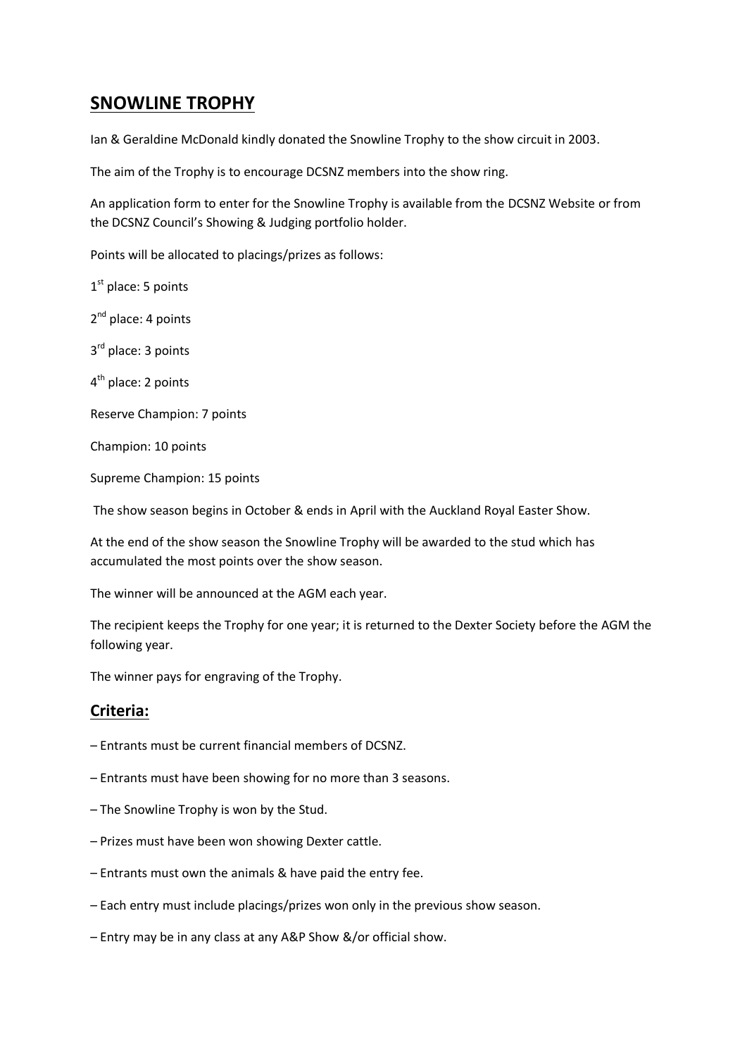## SNOWLINE TROPHY

Ian & Geraldine McDonald kindly donated the Snowline Trophy to the show circuit in 2003.

The aim of the Trophy is to encourage DCSNZ members into the show ring.

An application form to enter for the Snowline Trophy is available from the DCSNZ Website or from the DCSNZ Council's Showing & Judging portfolio holder.

Points will be allocated to placings/prizes as follows:

1st place: 5 points

2nd place: 4 points

3rd place: 3 points

4th place: 2 points

Reserve Champion: 7 points

Champion: 10 points

Supreme Champion: 15 points

The show season begins in October & ends in April with the Auckland Royal Easter Show.

At the end of the show season the Snowline Trophy will be awarded to the stud which has accumulated the most points over the show season.

The winner will be announced at the AGM each year.

The recipient keeps the Trophy for one year; it is returned to the Dexter Society before the AGM the following year.

The winner pays for engraving of the Trophy.

## Criteria:

– Entrants must be current financial members of DCSNZ.

– Entrants must have been showing for no more than 3 seasons.

– The Snowline Trophy is won by the Stud.

– Prizes must have been won showing Dexter cattle.

– Entrants must own the animals & have paid the entry fee.

– Each entry must include placings/prizes won only in the previous show season.

– Entry may be in any class at any A&P Show &/or official show.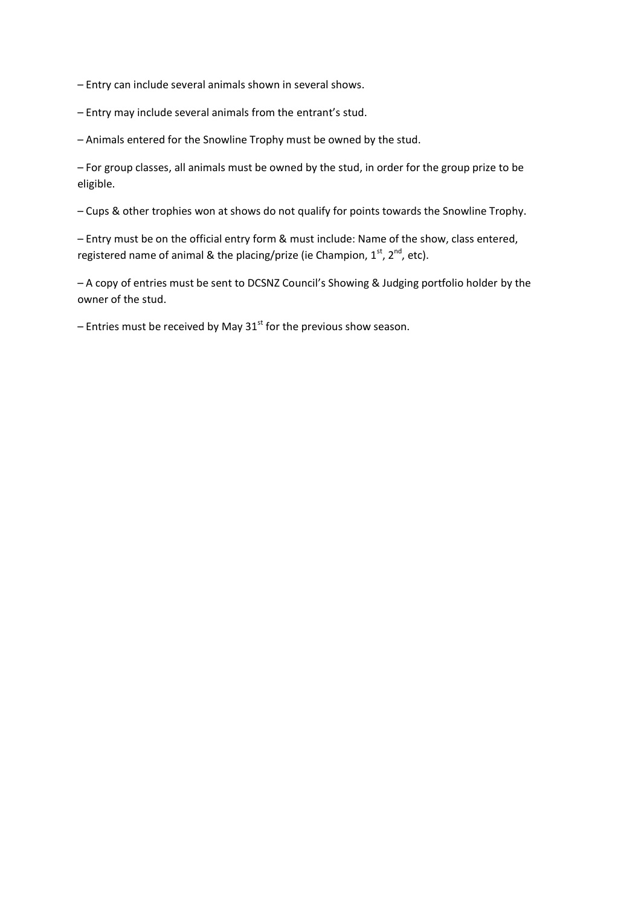– Entry can include several animals shown in several shows.

– Entry may include several animals from the entrant's stud.

– Animals entered for the Snowline Trophy must be owned by the stud.

– For group classes, all animals must be owned by the stud, in order for the group prize to be eligible.

– Cups & other trophies won at shows do not qualify for points towards the Snowline Trophy.

– Entry must be on the official entry form & must include: Name of the show, class entered, registered name of animal & the placing/prize (ie Champion, 1st, 2nd, etc).

– A copy of entries must be sent to DCSNZ Council's Showing & Judging portfolio holder by the owner of the stud.

– Entries must be received by May 31st for the previous show season.